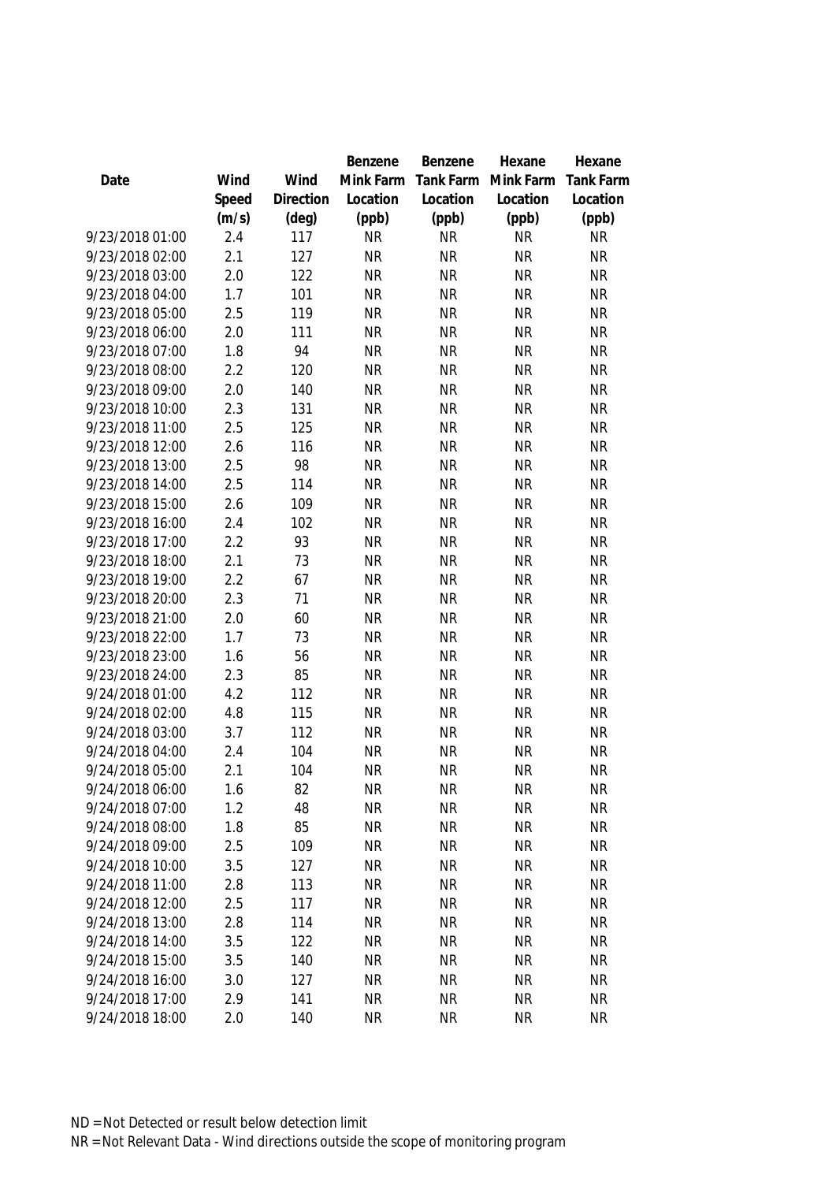| Date | Wind Speed (m/s) | Wind Direction (deg) | Benzene Mink Farm Location (ppb) | Benzene Tank Farm Location (ppb) | Hexane Mink Farm Location (ppb) | Hexane Tank Farm Location (ppb) |
|---|---|---|---|---|---|---|
| 9/23/2018 01:00 | 2.4 | 117 | NR | NR | NR | NR |
| 9/23/2018 02:00 | 2.1 | 127 | NR | NR | NR | NR |
| 9/23/2018 03:00 | 2.0 | 122 | NR | NR | NR | NR |
| 9/23/2018 04:00 | 1.7 | 101 | NR | NR | NR | NR |
| 9/23/2018 05:00 | 2.5 | 119 | NR | NR | NR | NR |
| 9/23/2018 06:00 | 2.0 | 111 | NR | NR | NR | NR |
| 9/23/2018 07:00 | 1.8 | 94 | NR | NR | NR | NR |
| 9/23/2018 08:00 | 2.2 | 120 | NR | NR | NR | NR |
| 9/23/2018 09:00 | 2.0 | 140 | NR | NR | NR | NR |
| 9/23/2018 10:00 | 2.3 | 131 | NR | NR | NR | NR |
| 9/23/2018 11:00 | 2.5 | 125 | NR | NR | NR | NR |
| 9/23/2018 12:00 | 2.6 | 116 | NR | NR | NR | NR |
| 9/23/2018 13:00 | 2.5 | 98 | NR | NR | NR | NR |
| 9/23/2018 14:00 | 2.5 | 114 | NR | NR | NR | NR |
| 9/23/2018 15:00 | 2.6 | 109 | NR | NR | NR | NR |
| 9/23/2018 16:00 | 2.4 | 102 | NR | NR | NR | NR |
| 9/23/2018 17:00 | 2.2 | 93 | NR | NR | NR | NR |
| 9/23/2018 18:00 | 2.1 | 73 | NR | NR | NR | NR |
| 9/23/2018 19:00 | 2.2 | 67 | NR | NR | NR | NR |
| 9/23/2018 20:00 | 2.3 | 71 | NR | NR | NR | NR |
| 9/23/2018 21:00 | 2.0 | 60 | NR | NR | NR | NR |
| 9/23/2018 22:00 | 1.7 | 73 | NR | NR | NR | NR |
| 9/23/2018 23:00 | 1.6 | 56 | NR | NR | NR | NR |
| 9/23/2018 24:00 | 2.3 | 85 | NR | NR | NR | NR |
| 9/24/2018 01:00 | 4.2 | 112 | NR | NR | NR | NR |
| 9/24/2018 02:00 | 4.8 | 115 | NR | NR | NR | NR |
| 9/24/2018 03:00 | 3.7 | 112 | NR | NR | NR | NR |
| 9/24/2018 04:00 | 2.4 | 104 | NR | NR | NR | NR |
| 9/24/2018 05:00 | 2.1 | 104 | NR | NR | NR | NR |
| 9/24/2018 06:00 | 1.6 | 82 | NR | NR | NR | NR |
| 9/24/2018 07:00 | 1.2 | 48 | NR | NR | NR | NR |
| 9/24/2018 08:00 | 1.8 | 85 | NR | NR | NR | NR |
| 9/24/2018 09:00 | 2.5 | 109 | NR | NR | NR | NR |
| 9/24/2018 10:00 | 3.5 | 127 | NR | NR | NR | NR |
| 9/24/2018 11:00 | 2.8 | 113 | NR | NR | NR | NR |
| 9/24/2018 12:00 | 2.5 | 117 | NR | NR | NR | NR |
| 9/24/2018 13:00 | 2.8 | 114 | NR | NR | NR | NR |
| 9/24/2018 14:00 | 3.5 | 122 | NR | NR | NR | NR |
| 9/24/2018 15:00 | 3.5 | 140 | NR | NR | NR | NR |
| 9/24/2018 16:00 | 3.0 | 127 | NR | NR | NR | NR |
| 9/24/2018 17:00 | 2.9 | 141 | NR | NR | NR | NR |
| 9/24/2018 18:00 | 2.0 | 140 | NR | NR | NR | NR |

ND = Not Detected or result below detection limit

NR = Not Relevant Data - Wind directions outside the scope of monitoring program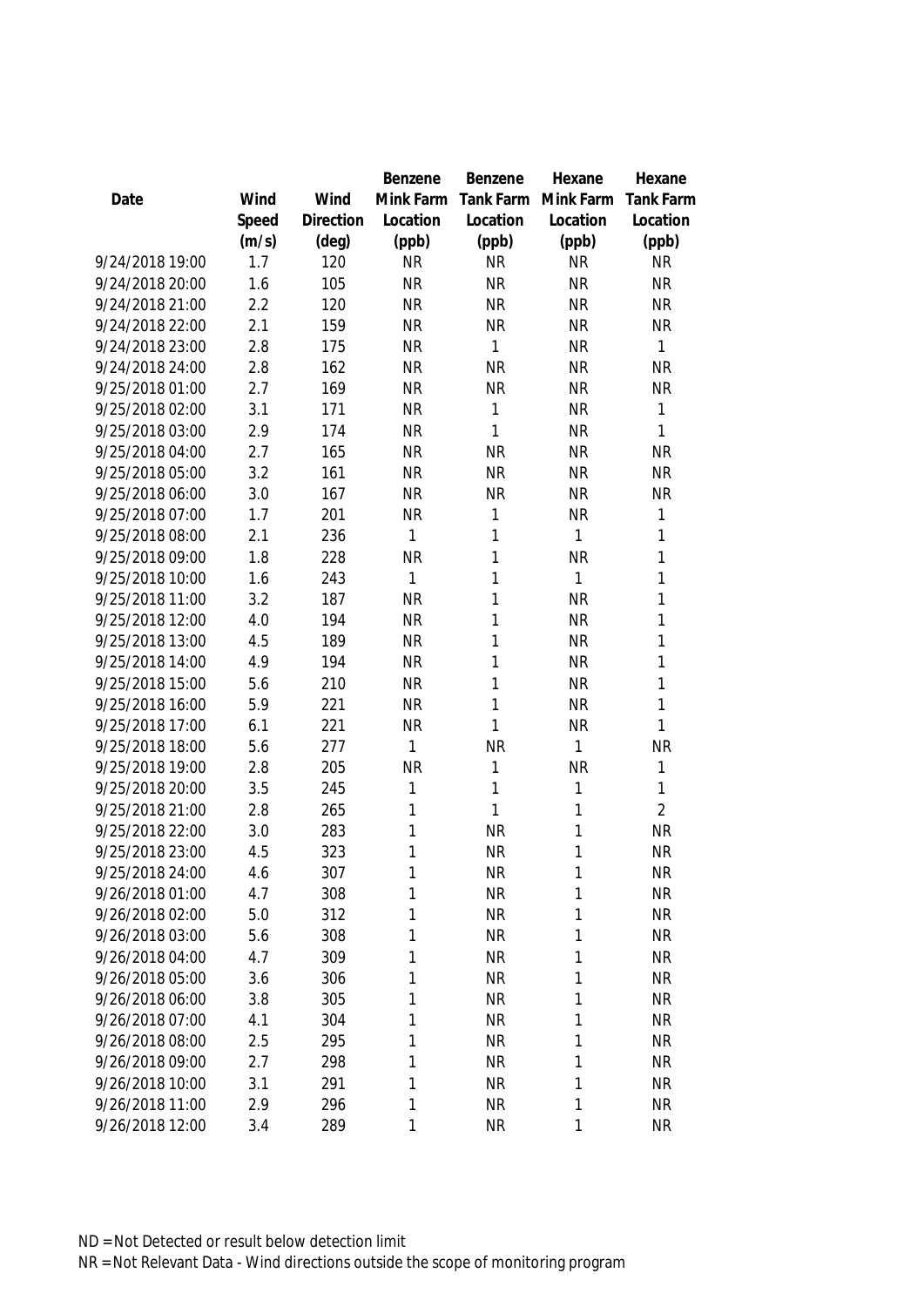| Date | Wind Speed (m/s) | Wind Direction (deg) | Benzene Mink Farm Location (ppb) | Benzene Tank Farm Location (ppb) | Hexane Mink Farm Location (ppb) | Hexane Tank Farm Location (ppb) |
|---|---|---|---|---|---|---|
| 9/24/2018 19:00 | 1.7 | 120 | NR | NR | NR | NR |
| 9/24/2018 20:00 | 1.6 | 105 | NR | NR | NR | NR |
| 9/24/2018 21:00 | 2.2 | 120 | NR | NR | NR | NR |
| 9/24/2018 22:00 | 2.1 | 159 | NR | NR | NR | NR |
| 9/24/2018 23:00 | 2.8 | 175 | NR | 1 | NR | 1 |
| 9/24/2018 24:00 | 2.8 | 162 | NR | NR | NR | NR |
| 9/25/2018 01:00 | 2.7 | 169 | NR | NR | NR | NR |
| 9/25/2018 02:00 | 3.1 | 171 | NR | 1 | NR | 1 |
| 9/25/2018 03:00 | 2.9 | 174 | NR | 1 | NR | 1 |
| 9/25/2018 04:00 | 2.7 | 165 | NR | NR | NR | NR |
| 9/25/2018 05:00 | 3.2 | 161 | NR | NR | NR | NR |
| 9/25/2018 06:00 | 3.0 | 167 | NR | NR | NR | NR |
| 9/25/2018 07:00 | 1.7 | 201 | NR | 1 | NR | 1 |
| 9/25/2018 08:00 | 2.1 | 236 | 1 | 1 | 1 | 1 |
| 9/25/2018 09:00 | 1.8 | 228 | NR | 1 | NR | 1 |
| 9/25/2018 10:00 | 1.6 | 243 | 1 | 1 | 1 | 1 |
| 9/25/2018 11:00 | 3.2 | 187 | NR | 1 | NR | 1 |
| 9/25/2018 12:00 | 4.0 | 194 | NR | 1 | NR | 1 |
| 9/25/2018 13:00 | 4.5 | 189 | NR | 1 | NR | 1 |
| 9/25/2018 14:00 | 4.9 | 194 | NR | 1 | NR | 1 |
| 9/25/2018 15:00 | 5.6 | 210 | NR | 1 | NR | 1 |
| 9/25/2018 16:00 | 5.9 | 221 | NR | 1 | NR | 1 |
| 9/25/2018 17:00 | 6.1 | 221 | NR | 1 | NR | 1 |
| 9/25/2018 18:00 | 5.6 | 277 | 1 | NR | 1 | NR |
| 9/25/2018 19:00 | 2.8 | 205 | NR | 1 | NR | 1 |
| 9/25/2018 20:00 | 3.5 | 245 | 1 | 1 | 1 | 1 |
| 9/25/2018 21:00 | 2.8 | 265 | 1 | 1 | 1 | 2 |
| 9/25/2018 22:00 | 3.0 | 283 | 1 | NR | 1 | NR |
| 9/25/2018 23:00 | 4.5 | 323 | 1 | NR | 1 | NR |
| 9/25/2018 24:00 | 4.6 | 307 | 1 | NR | 1 | NR |
| 9/26/2018 01:00 | 4.7 | 308 | 1 | NR | 1 | NR |
| 9/26/2018 02:00 | 5.0 | 312 | 1 | NR | 1 | NR |
| 9/26/2018 03:00 | 5.6 | 308 | 1 | NR | 1 | NR |
| 9/26/2018 04:00 | 4.7 | 309 | 1 | NR | 1 | NR |
| 9/26/2018 05:00 | 3.6 | 306 | 1 | NR | 1 | NR |
| 9/26/2018 06:00 | 3.8 | 305 | 1 | NR | 1 | NR |
| 9/26/2018 07:00 | 4.1 | 304 | 1 | NR | 1 | NR |
| 9/26/2018 08:00 | 2.5 | 295 | 1 | NR | 1 | NR |
| 9/26/2018 09:00 | 2.7 | 298 | 1 | NR | 1 | NR |
| 9/26/2018 10:00 | 3.1 | 291 | 1 | NR | 1 | NR |
| 9/26/2018 11:00 | 2.9 | 296 | 1 | NR | 1 | NR |
| 9/26/2018 12:00 | 3.4 | 289 | 1 | NR | 1 | NR |

ND = Not Detected or result below detection limit
NR = Not Relevant Data - Wind directions outside the scope of monitoring program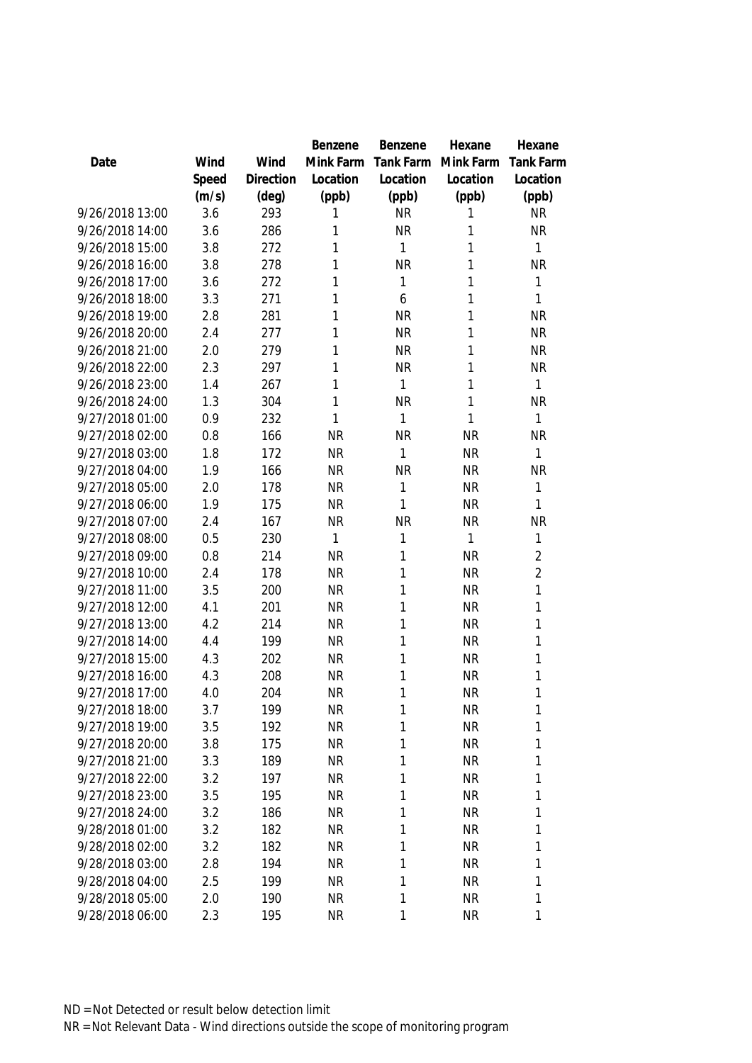| Date | Wind Speed (m/s) | Wind Direction (deg) | Benzene Mink Farm Location (ppb) | Benzene Tank Farm Location (ppb) | Hexane Mink Farm Location (ppb) | Hexane Tank Farm Location (ppb) |
|---|---|---|---|---|---|---|
| 9/26/2018 13:00 | 3.6 | 293 | 1 | NR | 1 | NR |
| 9/26/2018 14:00 | 3.6 | 286 | 1 | NR | 1 | NR |
| 9/26/2018 15:00 | 3.8 | 272 | 1 | 1 | 1 | 1 |
| 9/26/2018 16:00 | 3.8 | 278 | 1 | NR | 1 | NR |
| 9/26/2018 17:00 | 3.6 | 272 | 1 | 1 | 1 | 1 |
| 9/26/2018 18:00 | 3.3 | 271 | 1 | 6 | 1 | 1 |
| 9/26/2018 19:00 | 2.8 | 281 | 1 | NR | 1 | NR |
| 9/26/2018 20:00 | 2.4 | 277 | 1 | NR | 1 | NR |
| 9/26/2018 21:00 | 2.0 | 279 | 1 | NR | 1 | NR |
| 9/26/2018 22:00 | 2.3 | 297 | 1 | NR | 1 | NR |
| 9/26/2018 23:00 | 1.4 | 267 | 1 | 1 | 1 | 1 |
| 9/26/2018 24:00 | 1.3 | 304 | 1 | NR | 1 | NR |
| 9/27/2018 01:00 | 0.9 | 232 | 1 | 1 | 1 | 1 |
| 9/27/2018 02:00 | 0.8 | 166 | NR | NR | NR | NR |
| 9/27/2018 03:00 | 1.8 | 172 | NR | 1 | NR | 1 |
| 9/27/2018 04:00 | 1.9 | 166 | NR | NR | NR | NR |
| 9/27/2018 05:00 | 2.0 | 178 | NR | 1 | NR | 1 |
| 9/27/2018 06:00 | 1.9 | 175 | NR | 1 | NR | 1 |
| 9/27/2018 07:00 | 2.4 | 167 | NR | NR | NR | NR |
| 9/27/2018 08:00 | 0.5 | 230 | 1 | 1 | 1 | 1 |
| 9/27/2018 09:00 | 0.8 | 214 | NR | 1 | NR | 2 |
| 9/27/2018 10:00 | 2.4 | 178 | NR | 1 | NR | 2 |
| 9/27/2018 11:00 | 3.5 | 200 | NR | 1 | NR | 1 |
| 9/27/2018 12:00 | 4.1 | 201 | NR | 1 | NR | 1 |
| 9/27/2018 13:00 | 4.2 | 214 | NR | 1 | NR | 1 |
| 9/27/2018 14:00 | 4.4 | 199 | NR | 1 | NR | 1 |
| 9/27/2018 15:00 | 4.3 | 202 | NR | 1 | NR | 1 |
| 9/27/2018 16:00 | 4.3 | 208 | NR | 1 | NR | 1 |
| 9/27/2018 17:00 | 4.0 | 204 | NR | 1 | NR | 1 |
| 9/27/2018 18:00 | 3.7 | 199 | NR | 1 | NR | 1 |
| 9/27/2018 19:00 | 3.5 | 192 | NR | 1 | NR | 1 |
| 9/27/2018 20:00 | 3.8 | 175 | NR | 1 | NR | 1 |
| 9/27/2018 21:00 | 3.3 | 189 | NR | 1 | NR | 1 |
| 9/27/2018 22:00 | 3.2 | 197 | NR | 1 | NR | 1 |
| 9/27/2018 23:00 | 3.5 | 195 | NR | 1 | NR | 1 |
| 9/27/2018 24:00 | 3.2 | 186 | NR | 1 | NR | 1 |
| 9/28/2018 01:00 | 3.2 | 182 | NR | 1 | NR | 1 |
| 9/28/2018 02:00 | 3.2 | 182 | NR | 1 | NR | 1 |
| 9/28/2018 03:00 | 2.8 | 194 | NR | 1 | NR | 1 |
| 9/28/2018 04:00 | 2.5 | 199 | NR | 1 | NR | 1 |
| 9/28/2018 05:00 | 2.0 | 190 | NR | 1 | NR | 1 |
| 9/28/2018 06:00 | 2.3 | 195 | NR | 1 | NR | 1 |

ND = Not Detected or result below detection limit

NR = Not Relevant Data - Wind directions outside the scope of monitoring program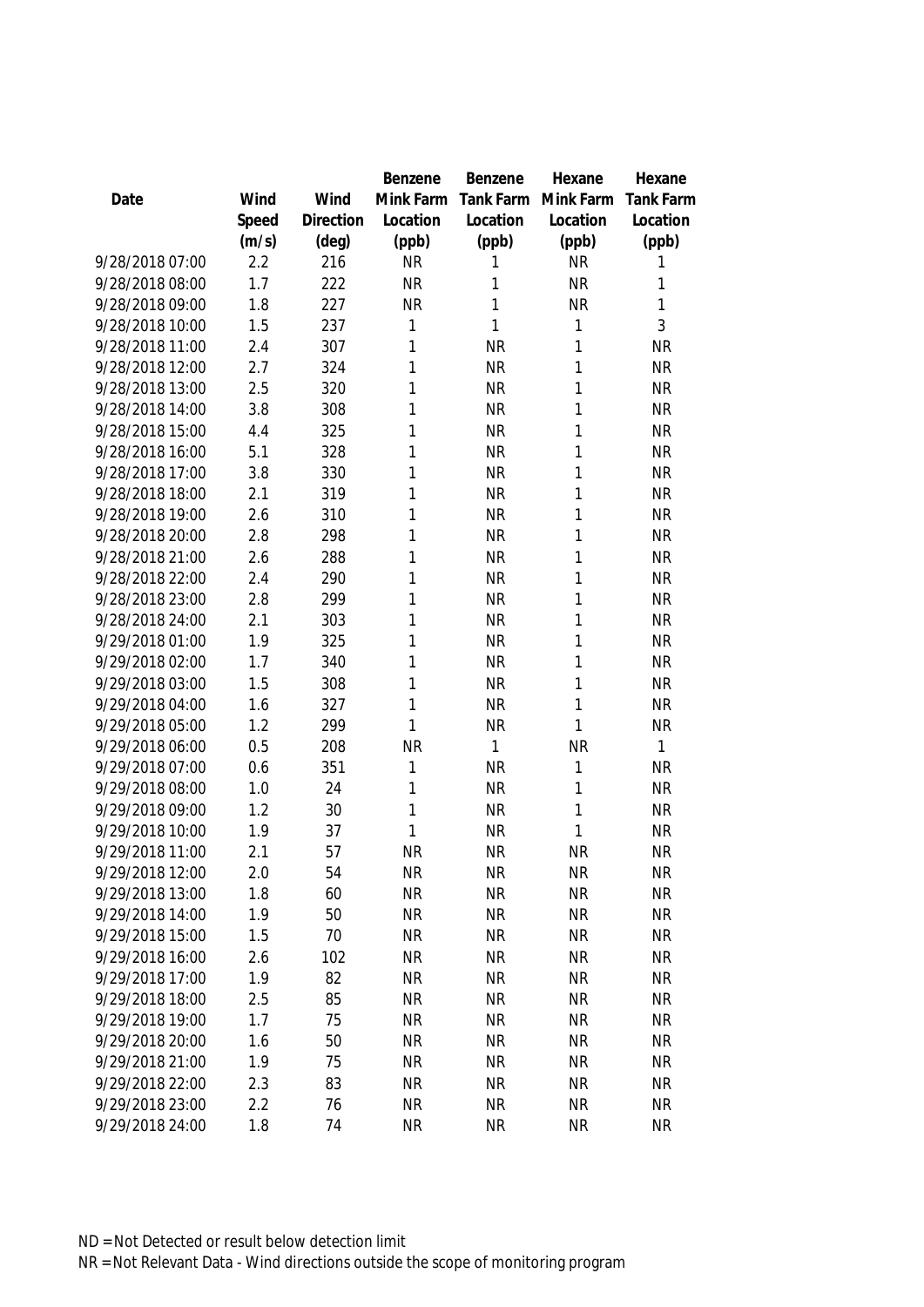| Date | Wind Speed (m/s) | Wind Direction (deg) | Benzene Mink Farm Location (ppb) | Benzene Tank Farm Location (ppb) | Hexane Mink Farm Location (ppb) | Hexane Tank Farm Location (ppb) |
|---|---|---|---|---|---|---|
| 9/28/2018 07:00 | 2.2 | 216 | NR | 1 | NR | 1 |
| 9/28/2018 08:00 | 1.7 | 222 | NR | 1 | NR | 1 |
| 9/28/2018 09:00 | 1.8 | 227 | NR | 1 | NR | 1 |
| 9/28/2018 10:00 | 1.5 | 237 | 1 | 1 | 1 | 3 |
| 9/28/2018 11:00 | 2.4 | 307 | 1 | NR | 1 | NR |
| 9/28/2018 12:00 | 2.7 | 324 | 1 | NR | 1 | NR |
| 9/28/2018 13:00 | 2.5 | 320 | 1 | NR | 1 | NR |
| 9/28/2018 14:00 | 3.8 | 308 | 1 | NR | 1 | NR |
| 9/28/2018 15:00 | 4.4 | 325 | 1 | NR | 1 | NR |
| 9/28/2018 16:00 | 5.1 | 328 | 1 | NR | 1 | NR |
| 9/28/2018 17:00 | 3.8 | 330 | 1 | NR | 1 | NR |
| 9/28/2018 18:00 | 2.1 | 319 | 1 | NR | 1 | NR |
| 9/28/2018 19:00 | 2.6 | 310 | 1 | NR | 1 | NR |
| 9/28/2018 20:00 | 2.8 | 298 | 1 | NR | 1 | NR |
| 9/28/2018 21:00 | 2.6 | 288 | 1 | NR | 1 | NR |
| 9/28/2018 22:00 | 2.4 | 290 | 1 | NR | 1 | NR |
| 9/28/2018 23:00 | 2.8 | 299 | 1 | NR | 1 | NR |
| 9/28/2018 24:00 | 2.1 | 303 | 1 | NR | 1 | NR |
| 9/29/2018 01:00 | 1.9 | 325 | 1 | NR | 1 | NR |
| 9/29/2018 02:00 | 1.7 | 340 | 1 | NR | 1 | NR |
| 9/29/2018 03:00 | 1.5 | 308 | 1 | NR | 1 | NR |
| 9/29/2018 04:00 | 1.6 | 327 | 1 | NR | 1 | NR |
| 9/29/2018 05:00 | 1.2 | 299 | 1 | NR | 1 | NR |
| 9/29/2018 06:00 | 0.5 | 208 | NR | 1 | NR | 1 |
| 9/29/2018 07:00 | 0.6 | 351 | 1 | NR | 1 | NR |
| 9/29/2018 08:00 | 1.0 | 24 | 1 | NR | 1 | NR |
| 9/29/2018 09:00 | 1.2 | 30 | 1 | NR | 1 | NR |
| 9/29/2018 10:00 | 1.9 | 37 | 1 | NR | 1 | NR |
| 9/29/2018 11:00 | 2.1 | 57 | NR | NR | NR | NR |
| 9/29/2018 12:00 | 2.0 | 54 | NR | NR | NR | NR |
| 9/29/2018 13:00 | 1.8 | 60 | NR | NR | NR | NR |
| 9/29/2018 14:00 | 1.9 | 50 | NR | NR | NR | NR |
| 9/29/2018 15:00 | 1.5 | 70 | NR | NR | NR | NR |
| 9/29/2018 16:00 | 2.6 | 102 | NR | NR | NR | NR |
| 9/29/2018 17:00 | 1.9 | 82 | NR | NR | NR | NR |
| 9/29/2018 18:00 | 2.5 | 85 | NR | NR | NR | NR |
| 9/29/2018 19:00 | 1.7 | 75 | NR | NR | NR | NR |
| 9/29/2018 20:00 | 1.6 | 50 | NR | NR | NR | NR |
| 9/29/2018 21:00 | 1.9 | 75 | NR | NR | NR | NR |
| 9/29/2018 22:00 | 2.3 | 83 | NR | NR | NR | NR |
| 9/29/2018 23:00 | 2.2 | 76 | NR | NR | NR | NR |
| 9/29/2018 24:00 | 1.8 | 74 | NR | NR | NR | NR |

ND = Not Detected or result below detection limit

NR = Not Relevant Data - Wind directions outside the scope of monitoring program